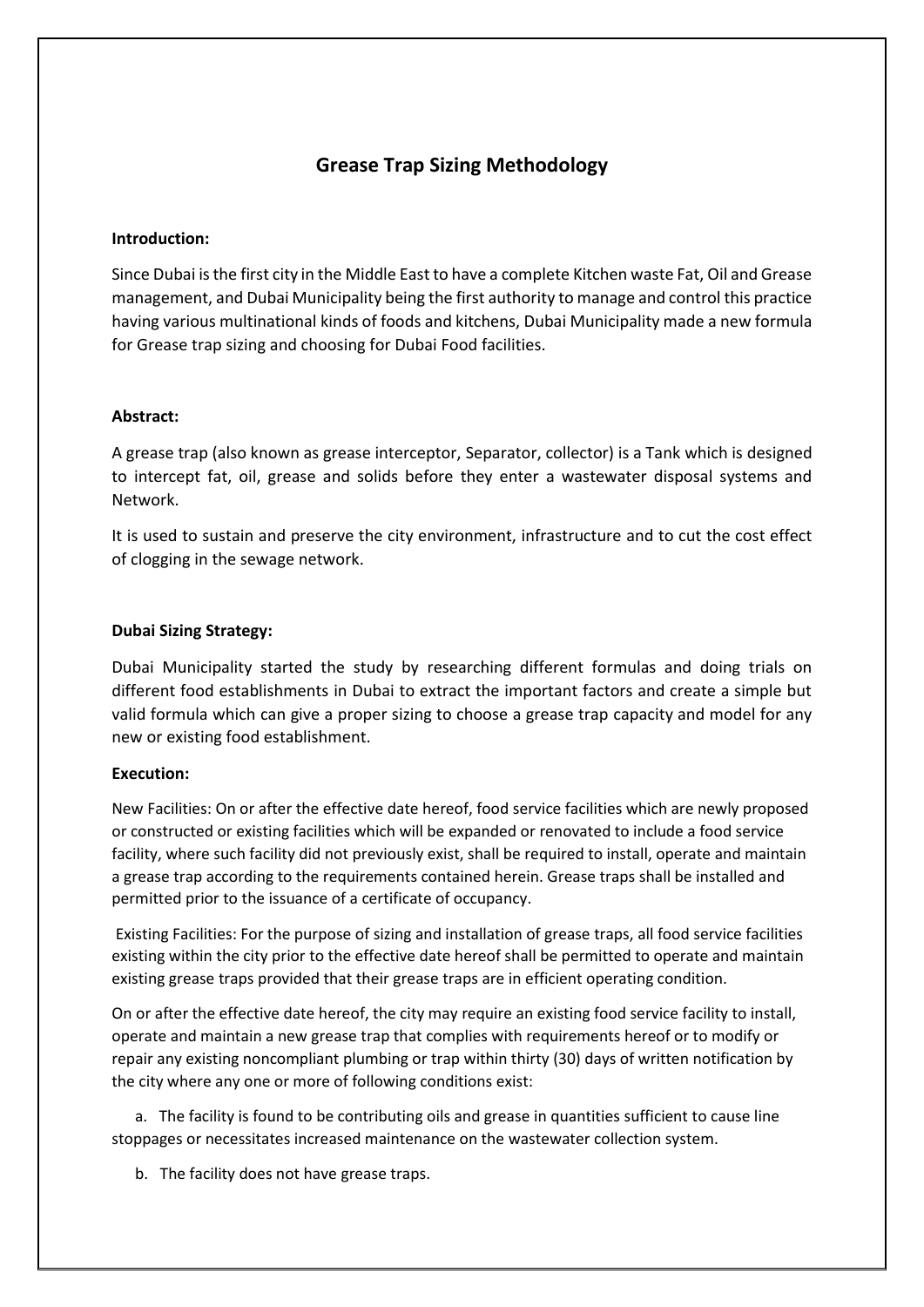# Grease Trap Sizing Methodology

**Introduction:**

Since Dubai is the first city in the Middle East to have a complete Kitchen waste Fat, Oil and Grease management, and Dubai Municipality being the first authority to manage and control this practice having various multinational kinds of foods and kitchens, Dubai Municipality made a new formula for Grease trap sizing and choosing for Dubai Food facilities.

**Abstract:**

A grease trap (also known as grease interceptor, Separator, collector) is a Tank which is designed to intercept fat, oil, grease and solids before they enter a wastewater disposal systems and Network.

It is used to sustain and preserve the city environment, infrastructure and to cut the cost effect of clogging in the sewage network.

**Dubai Sizing Strategy:**

Dubai Municipality started the study by researching different formulas and doing trials on different food establishments in Dubai to extract the important factors and create a simple but valid formula which can give a proper sizing to choose a grease trap capacity and model for any new or existing food establishment.

**Execution:**

New Facilities: On or after the effective date hereof, food service facilities which are newly proposed or constructed or existing facilities which will be expanded or renovated to include a food service facility, where such facility did not previously exist, shall be required to install, operate and maintain a grease trap according to the requirements contained herein. Grease traps shall be installed and permitted prior to the issuance of a certificate of occupancy.

Existing Facilities: For the purpose of sizing and installation of grease traps, all food service facilities existing within the city prior to the effective date hereof shall be permitted to operate and maintain existing grease traps provided that their grease traps are in efficient operating condition.

On or after the effective date hereof, the city may require an existing food service facility to install, operate and maintain a new grease trap that complies with requirements hereof or to modify or repair any existing noncompliant plumbing or trap within thirty (30) days of written notification by the city where any one or more of following conditions exist:

a. The facility is found to be contributing oils and grease in quantities sufficient to cause line stoppages or necessitates increased maintenance on the wastewater collection system.

b. The facility does not have grease traps.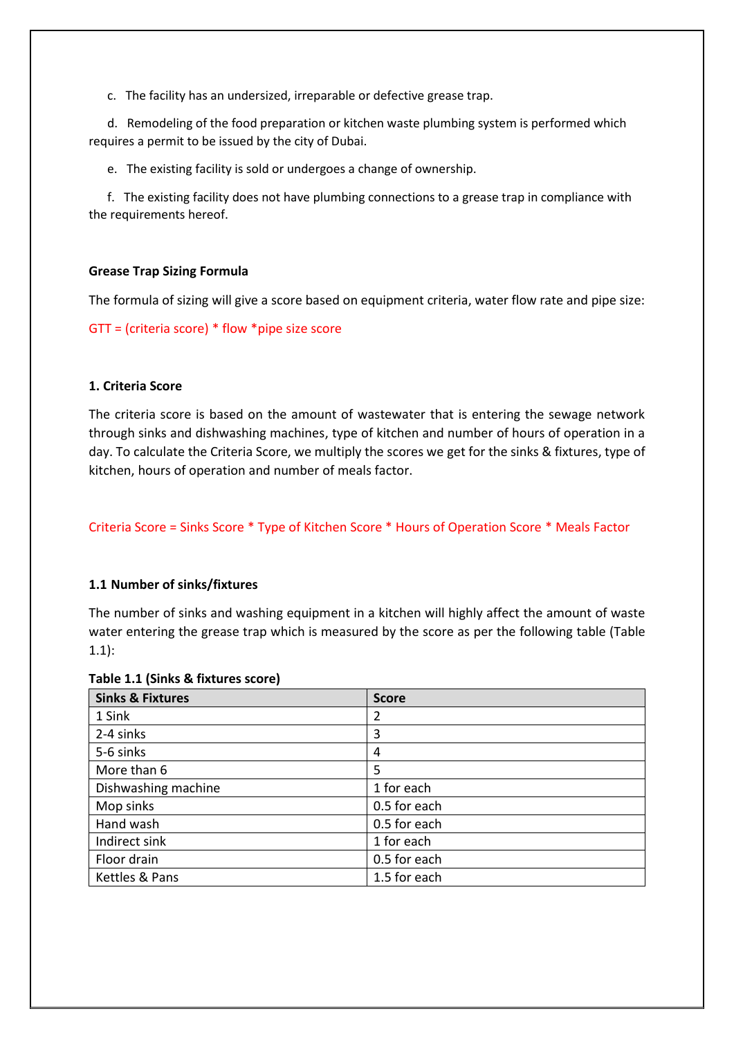c. The facility has an undersized, irreparable or defective grease trap.

d. Remodeling of the food preparation or kitchen waste plumbing system is performed which requires a permit to be issued by the city of Dubai.

e. The existing facility is sold or undergoes a change of ownership.

f. The existing facility does not have plumbing connections to a grease trap in compliance with the requirements hereof.

**Grease Trap Sizing Formula**

The formula of sizing will give a score based on equipment criteria, water flow rate and pipe size:

GTT = (criteria score) * flow *pipe size score

**1. Criteria Score**

The criteria score is based on the amount of wastewater that is entering the sewage network through sinks and dishwashing machines, type of kitchen and number of hours of operation in a day. To calculate the Criteria Score, we multiply the scores we get for the sinks & fixtures, type of kitchen, hours of operation and number of meals factor.

Criteria Score = Sinks Score * Type of Kitchen Score * Hours of Operation Score * Meals Factor

**1.1 Number of sinks/fixtures**

The number of sinks and washing equipment in a kitchen will highly affect the amount of waste water entering the grease trap which is measured by the score as per the following table (Table 1.1):

**Table 1.1 (Sinks & fixtures score)**

| Sinks & Fixtures | Score |
|---|---|
| 1 Sink | 2 |
| 2-4 sinks | 3 |
| 5-6 sinks | 4 |
| More than 6 | 5 |
| Dishwashing machine | 1 for each |
| Mop sinks | 0.5 for each |
| Hand wash | 0.5 for each |
| Indirect sink | 1 for each |
| Floor drain | 0.5 for each |
| Kettles & Pans | 1.5 for each |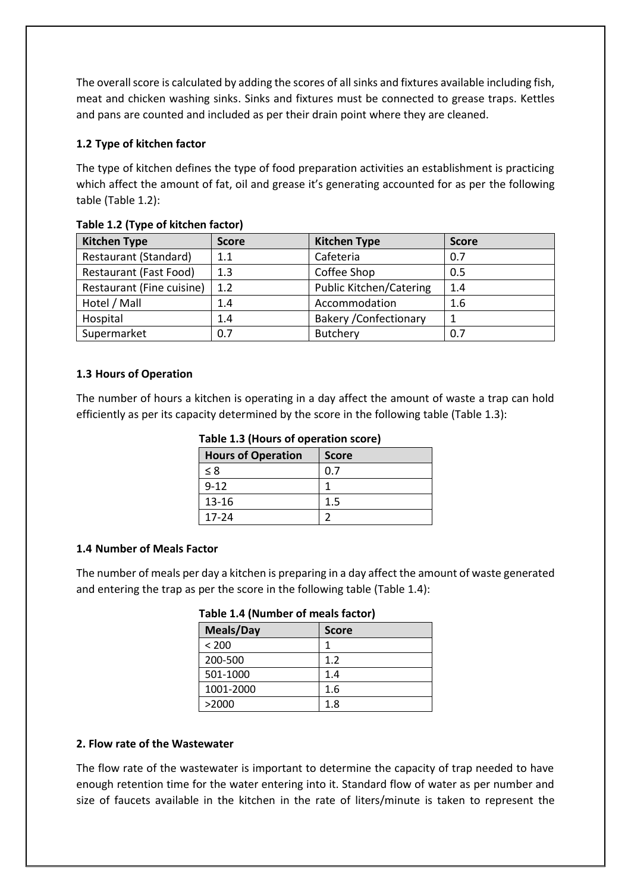The overall score is calculated by adding the scores of all sinks and fixtures available including fish, meat and chicken washing sinks. Sinks and fixtures must be connected to grease traps. Kettles and pans are counted and included as per their drain point where they are cleaned.

### 1.2 Type of kitchen factor

The type of kitchen defines the type of food preparation activities an establishment is practicing which affect the amount of fat, oil and grease it's generating accounted for as per the following table (Table 1.2):

**Table 1.2 (Type of kitchen factor)**

| Kitchen Type | Score | Kitchen Type | Score |
|---|---|---|---|
| Restaurant (Standard) | 1.1 | Cafeteria | 0.7 |
| Restaurant (Fast Food) | 1.3 | Coffee Shop | 0.5 |
| Restaurant (Fine cuisine) | 1.2 | Public Kitchen/Catering | 1.4 |
| Hotel / Mall | 1.4 | Accommodation | 1.6 |
| Hospital | 1.4 | Bakery /Confectionary | 1 |
| Supermarket | 0.7 | Butchery | 0.7 |

### 1.3 Hours of Operation

The number of hours a kitchen is operating in a day affect the amount of waste a trap can hold efficiently as per its capacity determined by the score in the following table (Table 1.3):

**Table 1.3 (Hours of operation score)**

| Hours of Operation | Score |
|---|---|
| ≤ 8 | 0.7 |
| 9-12 | 1 |
| 13-16 | 1.5 |
| 17-24 | 2 |

### 1.4 Number of Meals Factor

The number of meals per day a kitchen is preparing in a day affect the amount of waste generated and entering the trap as per the score in the following table (Table 1.4):

**Table 1.4 (Number of meals factor)**

| Meals/Day | Score |
|---|---|
| < 200 | 1 |
| 200-500 | 1.2 |
| 501-1000 | 1.4 |
| 1001-2000 | 1.6 |
| >2000 | 1.8 |

## 2. Flow rate of the Wastewater

The flow rate of the wastewater is important to determine the capacity of trap needed to have enough retention time for the water entering into it. Standard flow of water as per number and size of faucets available in the kitchen in the rate of liters/minute is taken to represent the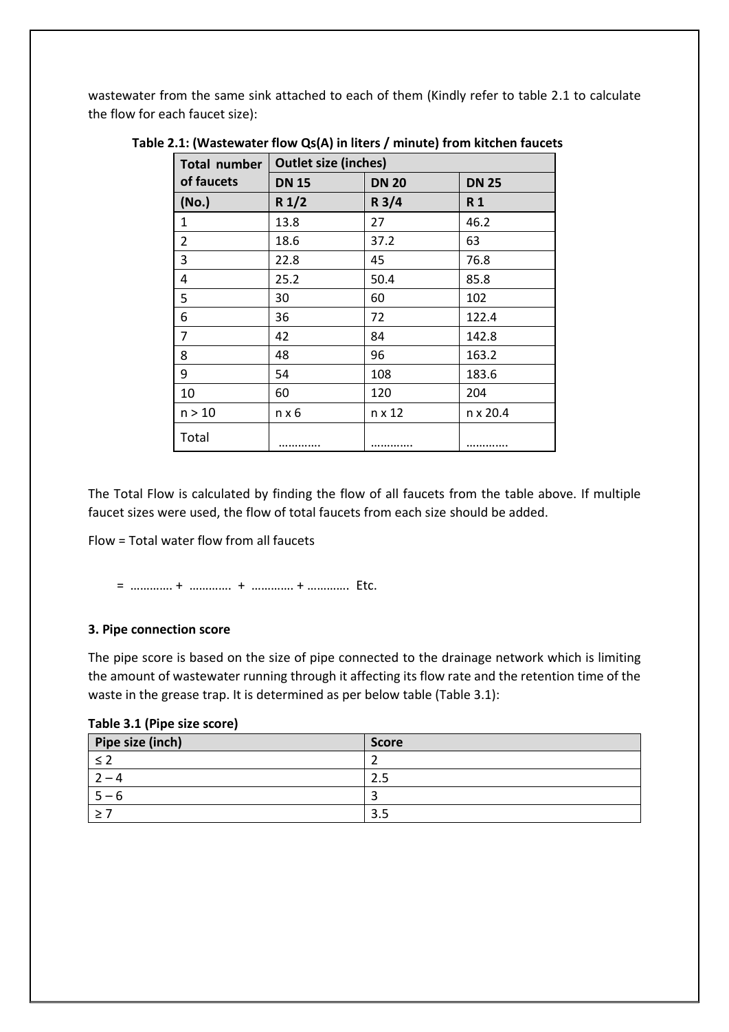wastewater from the same sink attached to each of them (Kindly refer to table 2.1 to calculate the flow for each faucet size):

**Table 2.1: (Wastewater flow Qs(A) in liters / minute) from kitchen faucets**

| Total number of faucets | Outlet size (inches) | | |
|---|---|---|---|
| | DN 15 | DN 20 | DN 25 |
| (No.) | R 1/2 | R 3/4 | R 1 |
| 1 | 13.8 | 27 | 46.2 |
| 2 | 18.6 | 37.2 | 63 |
| 3 | 22.8 | 45 | 76.8 |
| 4 | 25.2 | 50.4 | 85.8 |
| 5 | 30 | 60 | 102 |
| 6 | 36 | 72 | 122.4 |
| 7 | 42 | 84 | 142.8 |
| 8 | 48 | 96 | 163.2 |
| 9 | 54 | 108 | 183.6 |
| 10 | 60 | 120 | 204 |
| n > 10 | n x 6 | n x 12 | n x 20.4 |
| Total | ………… | ………… | ………… |

The Total Flow is calculated by finding the flow of all faucets from the table above. If multiple faucet sizes were used, the flow of total faucets from each size should be added.

Flow = Total water flow from all faucets

= ………… + ………… + ………… + ………… Etc.

### 3. Pipe connection score

The pipe score is based on the size of pipe connected to the drainage network which is limiting the amount of wastewater running through it affecting its flow rate and the retention time of the waste in the grease trap. It is determined as per below table (Table 3.1):

**Table 3.1 (Pipe size score)**

| Pipe size (inch) | Score |
|---|---|
| ≤ 2 | 2 |
| 2 – 4 | 2.5 |
| 5 – 6 | 3 |
| ≥ 7 | 3.5 |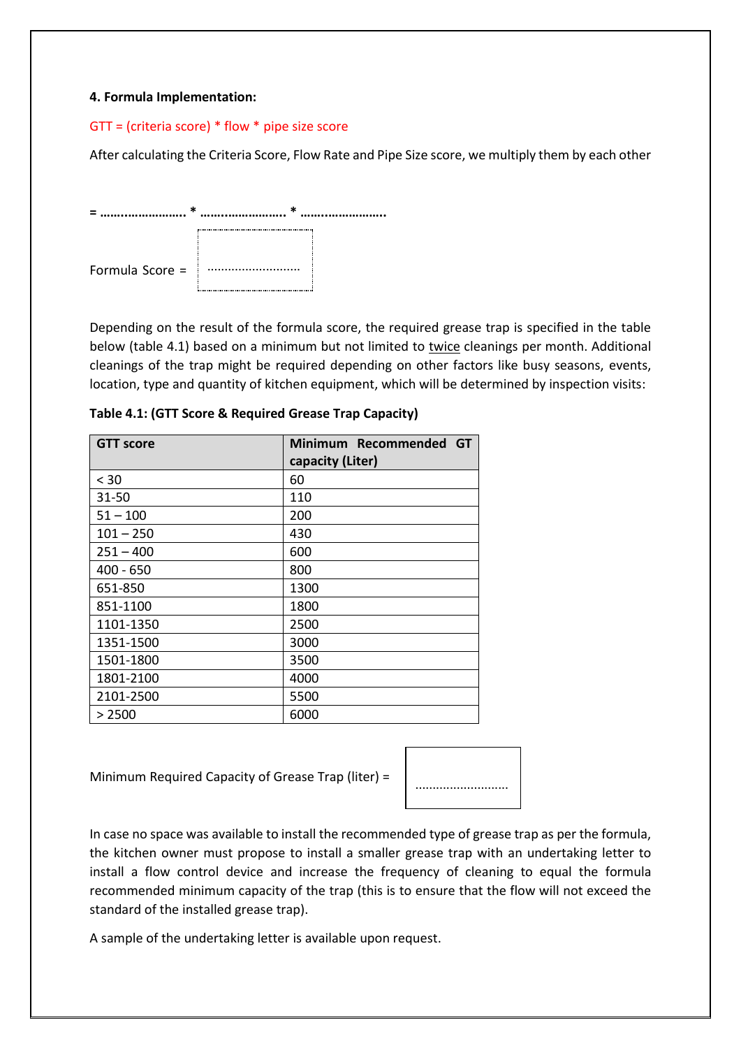**4. Formula Implementation:**

GTT = (criteria score) * flow * pipe size score

After calculating the Criteria Score, Flow Rate and Pipe Size score, we multiply them by each other

**= …………………… * …………………… * ……………………**

Formula Score = ………………………

Depending on the result of the formula score, the required grease trap is specified in the table below (table 4.1) based on a minimum but not limited to twice cleanings per month. Additional cleanings of the trap might be required depending on other factors like busy seasons, events, location, type and quantity of kitchen equipment, which will be determined by inspection visits:

**Table 4.1: (GTT Score & Required Grease Trap Capacity)**

| GTT score | Minimum Recommended GT capacity (Liter) |
|---|---|
| < 30 | 60 |
| 31-50 | 110 |
| 51 – 100 | 200 |
| 101 – 250 | 430 |
| 251 – 400 | 600 |
| 400 - 650 | 800 |
| 651-850 | 1300 |
| 851-1100 | 1800 |
| 1101-1350 | 2500 |
| 1351-1500 | 3000 |
| 1501-1800 | 3500 |
| 1801-2100 | 4000 |
| 2101-2500 | 5500 |
| > 2500 | 6000 |

Minimum Required Capacity of Grease Trap (liter) = ………………………

In case no space was available to install the recommended type of grease trap as per the formula, the kitchen owner must propose to install a smaller grease trap with an undertaking letter to install a flow control device and increase the frequency of cleaning to equal the formula recommended minimum capacity of the trap (this is to ensure that the flow will not exceed the standard of the installed grease trap).

A sample of the undertaking letter is available upon request.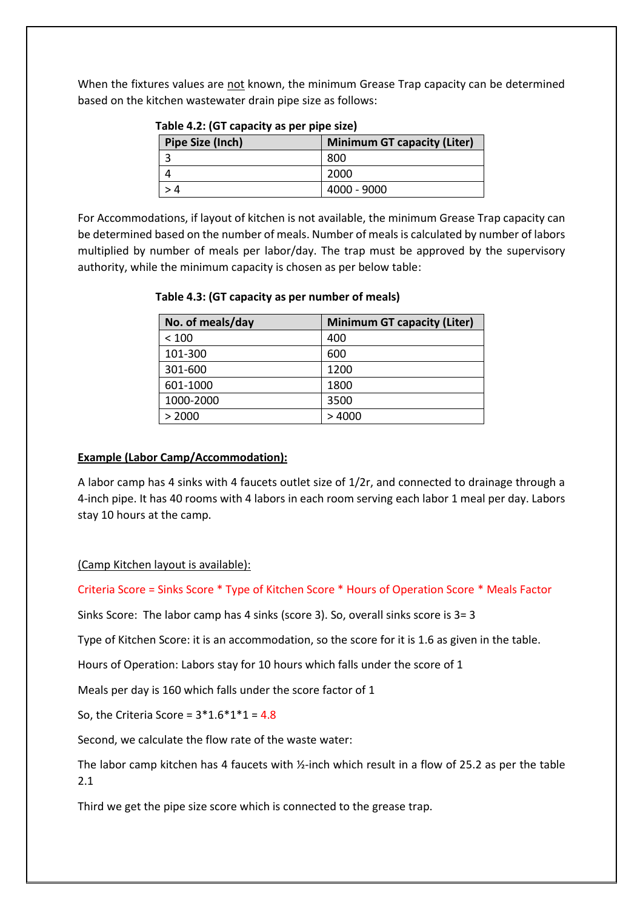When the fixtures values are not known, the minimum Grease Trap capacity can be determined based on the kitchen wastewater drain pipe size as follows:

**Table 4.2: (GT capacity as per pipe size)**

| Pipe Size (Inch) | Minimum GT capacity (Liter) |
|---|---|
| 3 | 800 |
| 4 | 2000 |
| > 4 | 4000 - 9000 |

For Accommodations, if layout of kitchen is not available, the minimum Grease Trap capacity can be determined based on the number of meals. Number of meals is calculated by number of labors multiplied by number of meals per labor/day. The trap must be approved by the supervisory authority, while the minimum capacity is chosen as per below table:

**Table 4.3: (GT capacity as per number of meals)**

| No. of meals/day | Minimum GT capacity (Liter) |
|---|---|
| < 100 | 400 |
| 101-300 | 600 |
| 301-600 | 1200 |
| 601-1000 | 1800 |
| 1000-2000 | 3500 |
| > 2000 | > 4000 |

**Example (Labor Camp/Accommodation):**

A labor camp has 4 sinks with 4 faucets outlet size of 1/2r, and connected to drainage through a 4-inch pipe. It has 40 rooms with 4 labors in each room serving each labor 1 meal per day. Labors stay 10 hours at the camp.

(Camp Kitchen layout is available):

Criteria Score = Sinks Score * Type of Kitchen Score * Hours of Operation Score * Meals Factor

Sinks Score: The labor camp has 4 sinks (score 3). So, overall sinks score is 3= 3

Type of Kitchen Score: it is an accommodation, so the score for it is 1.6 as given in the table.

Hours of Operation: Labors stay for 10 hours which falls under the score of 1

Meals per day is 160 which falls under the score factor of 1

So, the Criteria Score = 3*1.6*1*1 = 4.8

Second, we calculate the flow rate of the waste water:

The labor camp kitchen has 4 faucets with ½-inch which result in a flow of 25.2 as per the table 2.1

Third we get the pipe size score which is connected to the grease trap.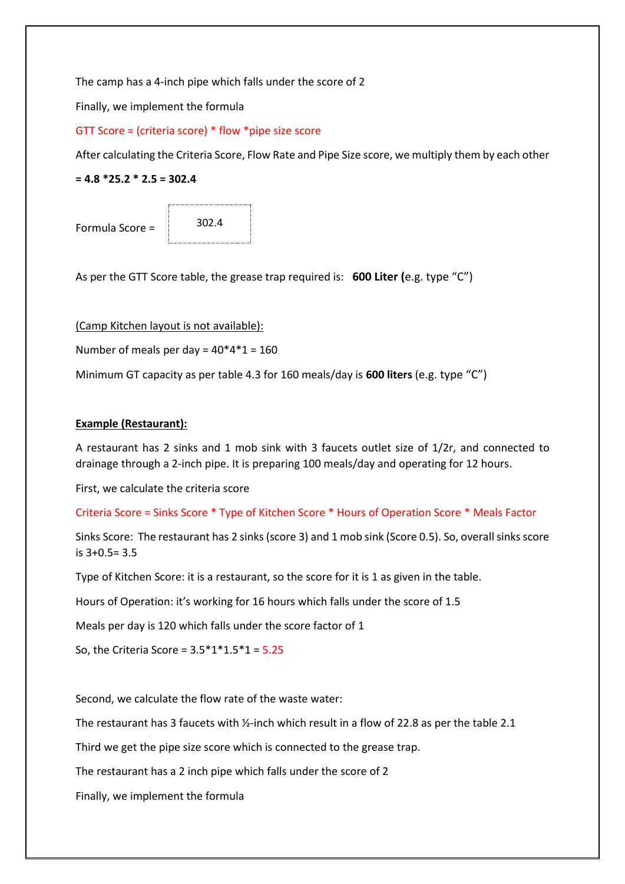The camp has a 4-inch pipe which falls under the score of 2

Finally, we implement the formula

GTT Score = (criteria score) * flow *pipe size score

After calculating the Criteria Score, Flow Rate and Pipe Size score, we multiply them by each other

**= 4.8 *25.2 * 2.5 = 302.4**

Formula Score = 302.4

As per the GTT Score table, the grease trap required is: **600 Liter (**e.g. type "C")

(Camp Kitchen layout is not available):

Number of meals per day = 40*4*1 = 160

Minimum GT capacity as per table 4.3 for 160 meals/day is **600 liters** (e.g. type "C")

**Example (Restaurant):**

A restaurant has 2 sinks and 1 mob sink with 3 faucets outlet size of 1/2r, and connected to drainage through a 2-inch pipe. It is preparing 100 meals/day and operating for 12 hours.

First, we calculate the criteria score

Criteria Score = Sinks Score * Type of Kitchen Score * Hours of Operation Score * Meals Factor

Sinks Score: The restaurant has 2 sinks (score 3) and 1 mob sink (Score 0.5). So, overall sinks score is 3+0.5= 3.5

Type of Kitchen Score: it is a restaurant, so the score for it is 1 as given in the table.

Hours of Operation: it's working for 16 hours which falls under the score of 1.5

Meals per day is 120 which falls under the score factor of 1

So, the Criteria Score = 3.5*1*1.5*1 = 5.25

Second, we calculate the flow rate of the waste water:

The restaurant has 3 faucets with ½-inch which result in a flow of 22.8 as per the table 2.1

Third we get the pipe size score which is connected to the grease trap.

The restaurant has a 2 inch pipe which falls under the score of 2

Finally, we implement the formula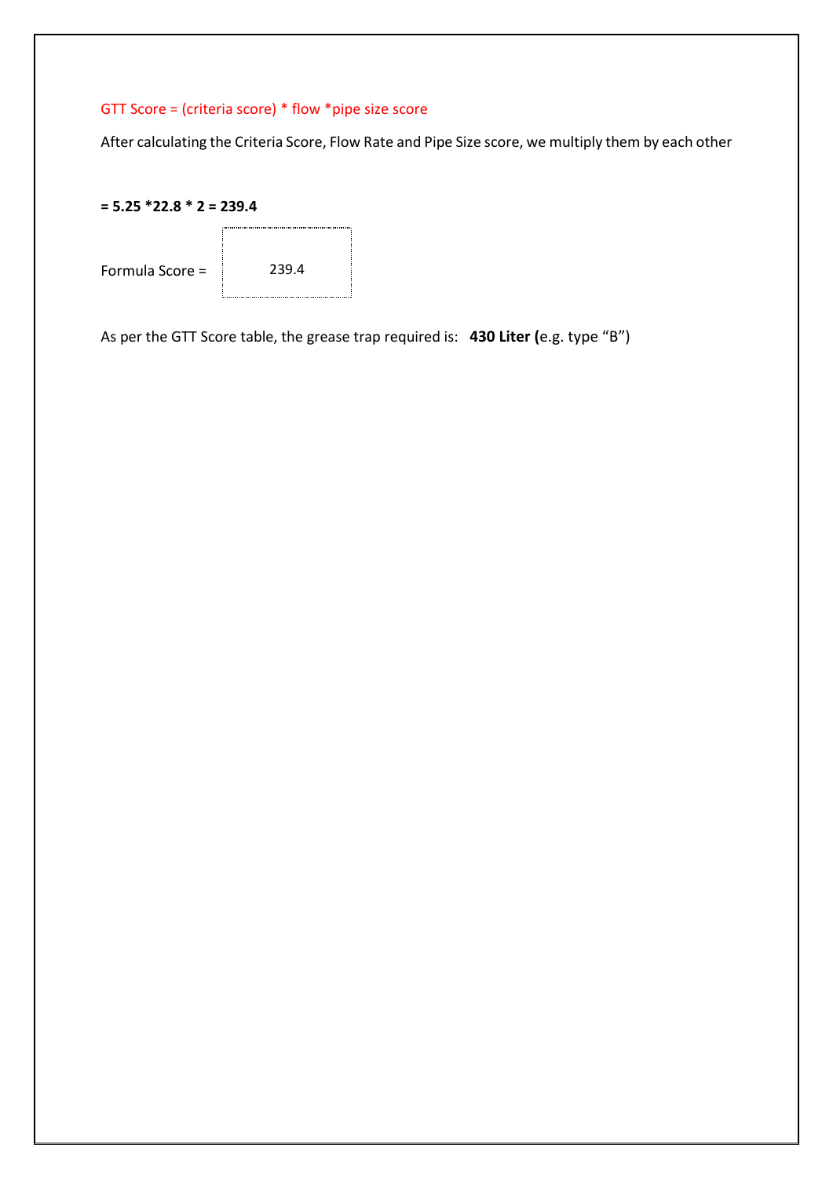GTT Score = (criteria score) * flow *pipe size score

After calculating the Criteria Score, Flow Rate and Pipe Size score, we multiply them by each other

**= 5.25 *22.8 * 2 = 239.4**

Formula Score = 239.4

As per the GTT Score table, the grease trap required is: **430 Liter (**e.g. type “B”)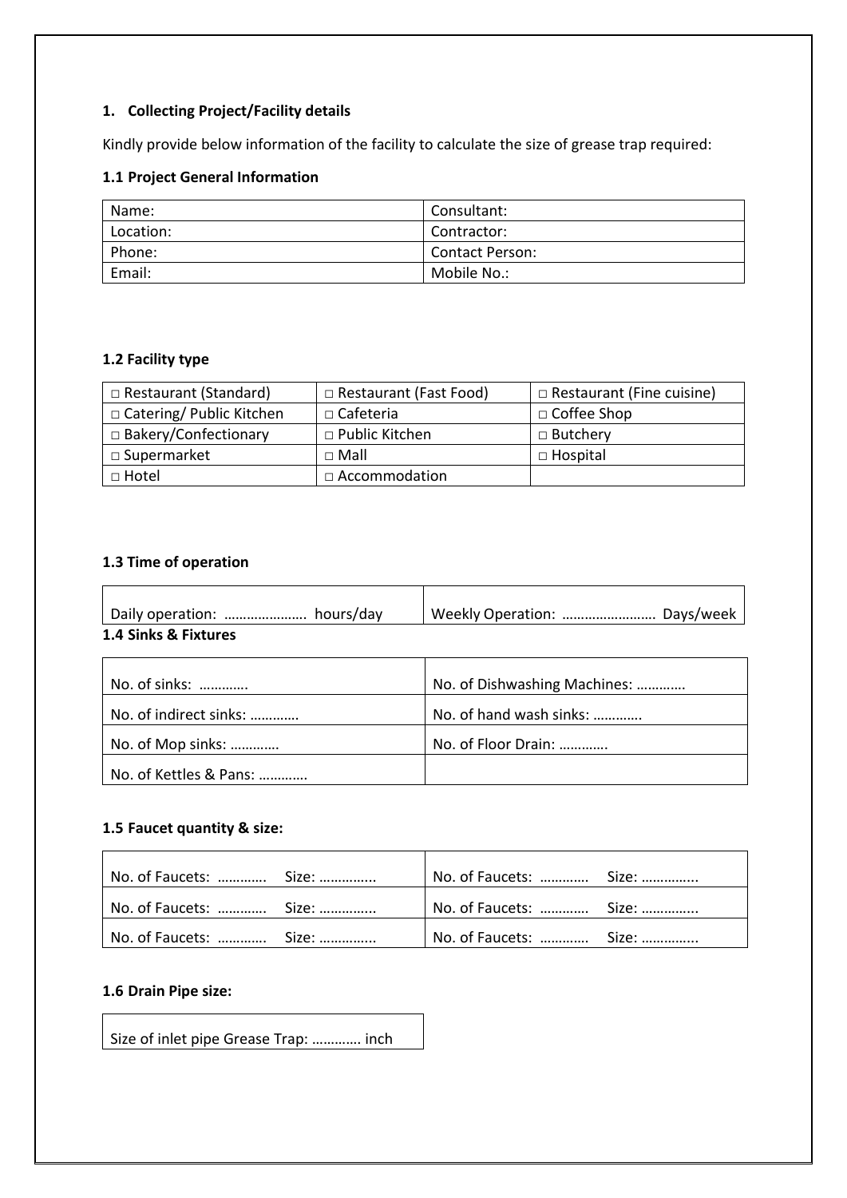### 1. Collecting Project/Facility details

Kindly provide below information of the facility to calculate the size of grease trap required:

#### 1.1 Project General Information

| | |
|---|---|
| Name: | Consultant: |
| Location: | Contractor: |
| Phone: | Contact Person: |
| Email: | Mobile No.: |

#### 1.2 Facility type

| | | |
|---|---|---|
| □ Restaurant (Standard) | □ Restaurant (Fast Food) | □ Restaurant (Fine cuisine) |
| □ Catering/ Public Kitchen | □ Cafeteria | □ Coffee Shop |
| □ Bakery/Confectionary | □ Public Kitchen | □ Butchery |
| □ Supermarket | □ Mall | □ Hospital |
| □ Hotel | □ Accommodation | |

#### 1.3 Time of operation

| | |
|---|---|
| Daily operation: …………………. hours/day | Weekly Operation: ……………………. Days/week |

#### 1.4 Sinks & Fixtures

| | |
|---|---|
| No. of sinks: …………. | No. of Dishwashing Machines: …………. |
| No. of indirect sinks: …………. | No. of hand wash sinks: …………. |
| No. of Mop sinks: …………. | No. of Floor Drain: …………. |
| No. of Kettles & Pans: …………. | |

#### 1.5 Faucet quantity & size:

| | |
|---|---|
| No. of Faucets: …………. Size: ………….. | No. of Faucets: …………. Size: ………….. |
| No. of Faucets: …………. Size: ………….. | No. of Faucets: …………. Size: ………….. |
| No. of Faucets: …………. Size: ………….. | No. of Faucets: …………. Size: ………….. |

#### 1.6 Drain Pipe size:

| |
|---|
| Size of inlet pipe Grease Trap: …………. inch |